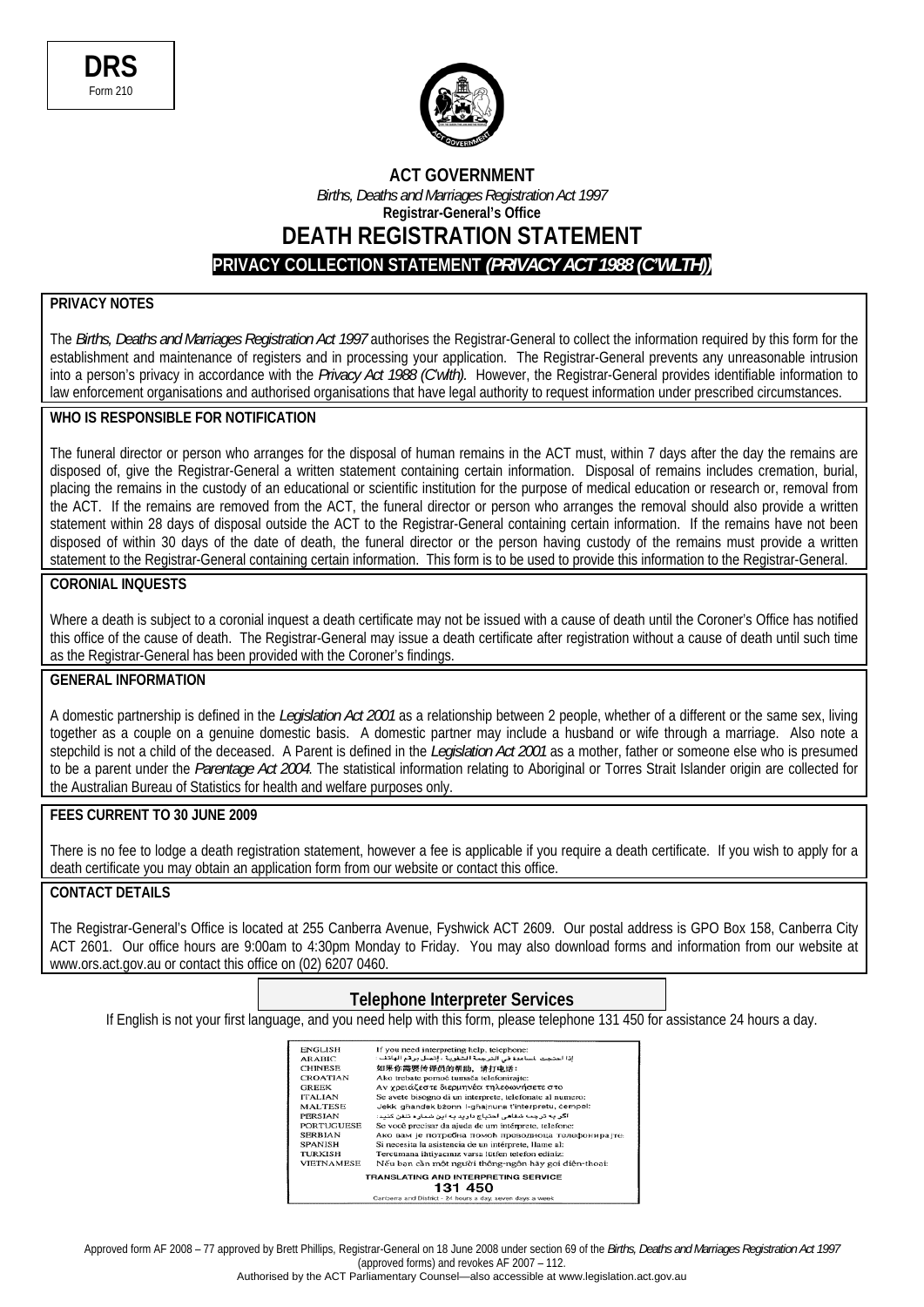**DRS**
Form 210

**ACT GOVERNMENT**
*Births, Deaths and Marriages Registration Act 1997*
**Registrar-General's Office**

# DEATH REGISTRATION STATEMENT

## PRIVACY COLLECTION STATEMENT *(PRIVACY ACT 1988 (C'WLTH))*

### PRIVACY NOTES

The *Births, Deaths and Marriages Registration Act 1997* authorises the Registrar-General to collect the information required by this form for the establishment and maintenance of registers and in processing your application. The Registrar-General prevents any unreasonable intrusion into a person's privacy in accordance with the *Privacy Act 1988 (C'wlth).* However, the Registrar-General provides identifiable information to law enforcement organisations and authorised organisations that have legal authority to request information under prescribed circumstances.

### WHO IS RESPONSIBLE FOR NOTIFICATION

The funeral director or person who arranges for the disposal of human remains in the ACT must, within 7 days after the day the remains are disposed of, give the Registrar-General a written statement containing certain information. Disposal of remains includes cremation, burial, placing the remains in the custody of an educational or scientific institution for the purpose of medical education or research or, removal from the ACT. If the remains are removed from the ACT, the funeral director or person who arranges the removal should also provide a written statement within 28 days of disposal outside the ACT to the Registrar-General containing certain information. If the remains have not been disposed of within 30 days of the date of death, the funeral director or the person having custody of the remains must provide a written statement to the Registrar-General containing certain information. This form is to be used to provide this information to the Registrar-General.

### CORONIAL INQUESTS

Where a death is subject to a coronial inquest a death certificate may not be issued with a cause of death until the Coroner's Office has notified this office of the cause of death. The Registrar-General may issue a death certificate after registration without a cause of death until such time as the Registrar-General has been provided with the Coroner's findings.

### GENERAL INFORMATION

A domestic partnership is defined in the *Legislation Act 2001* as a relationship between 2 people, whether of a different or the same sex, living together as a couple on a genuine domestic basis. A domestic partner may include a husband or wife through a marriage. Also note a stepchild is not a child of the deceased. A Parent is defined in the *Legislation Act 2001* as a mother, father or someone else who is presumed to be a parent under the *Parentage Act 2004*. The statistical information relating to Aboriginal or Torres Strait Islander origin are collected for the Australian Bureau of Statistics for health and welfare purposes only.

### FEES CURRENT TO 30 JUNE 2009

There is no fee to lodge a death registration statement, however a fee is applicable if you require a death certificate. If you wish to apply for a death certificate you may obtain an application form from our website or contact this office.

### CONTACT DETAILS

The Registrar-General's Office is located at 255 Canberra Avenue, Fyshwick ACT 2609. Our postal address is GPO Box 158, Canberra City ACT 2601. Our office hours are 9:00am to 4:30pm Monday to Friday. You may also download forms and information from our website at www.ors.act.gov.au or contact this office on (02) 6207 0460.

### Telephone Interpreter Services

If English is not your first language, and you need help with this form, please telephone 131 450 for assistance 24 hours a day.

| | |
|---|---|
| ENGLISH | If you need interpreting help, telephone: |
| ARABIC | إذا احتجت لمساعدة في الترجمة الشفوية ، إتصل برقم الهاتف : |
| CHINESE | 如果你需要传译员的帮助，请打电话： |
| CROATIAN | Ako trebate pomoć tumača telefonirajte: |
| GREEK | Αν χρειάζεστε διερμηνέα τηλεφωνήσετε στο |
| ITALIAN | Se avete bisogno di un interprete, telefonate al numero: |
| MALTESE | Jekk għandek bżonn l-għajnuna t'interpretu, ċempel: |
| PERSIAN | اگر به ترجمه شفاهی احتیاج دارید به این شماره تلفن کنید: |
| PORTUGUESE | Se você precisar da ajuda de um intérprete, telefone: |
| SERBIAN | Ако вам је потребна помоћ преводиоца телефонирајте: |
| SPANISH | Si necesita la asistencia de un intérprete, llame al: |
| TURKISH | Tercümana ihtiyacınız varsa lütfen telefon ediniz: |
| VIETNAMESE | Nếu bạn cần một người thông-ngôn hãy gọi điện-thoại: |

**TRANSLATING AND INTERPRETING SERVICE**
**131 450**
Canberra and District - 24 hours a day, seven days a week

Approved form AF 2008 – 77 approved by Brett Phillips, Registrar-General on 18 June 2008 under section 69 of the *Births, Deaths and Marriages Registration Act 1997* (approved forms) and revokes AF 2007 – 112.
Authorised by the ACT Parliamentary Counsel—also accessible at www.legislation.act.gov.au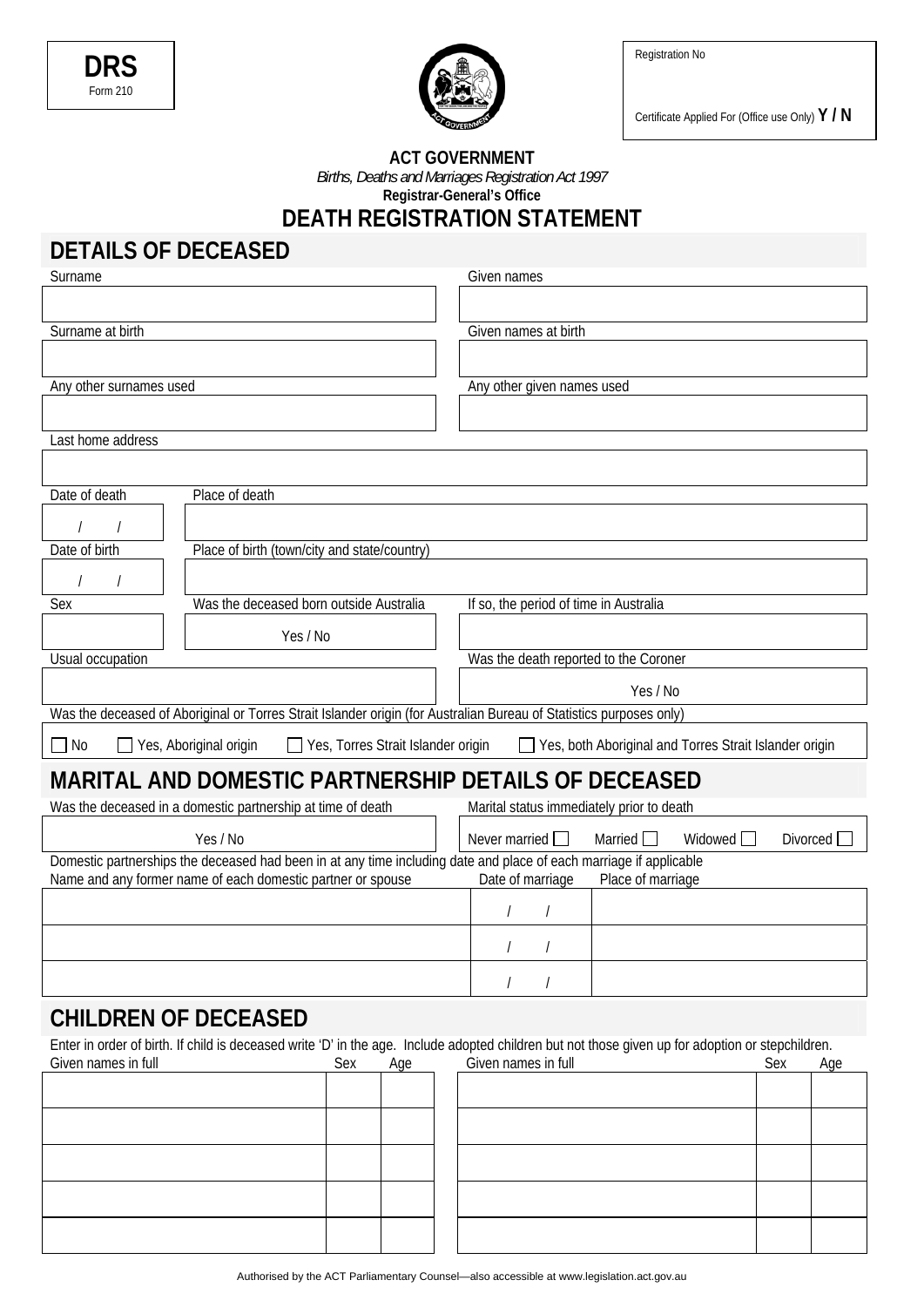| DRS<br>Form 210 |
|---|

| Registration No |
|---|
| Certificate Applied For (Office use Only) **Y / N** |

**ACT GOVERNMENT**

*Births, Deaths and Marriages Registration Act 1997*

**Registrar-General's Office**

# DEATH REGISTRATION STATEMENT

## DETAILS OF DECEASED

| Surname | Given names |
|---|---|
| | |

| Surname at birth | Given names at birth |
|---|---|
| | |

| Any other surnames used | Any other given names used |
|---|---|
| | |

| Last home address |
|---|
| |

| Date of death | Place of death |
|---|---|
| / / | |

| Date of birth | Place of birth (town/city and state/country) |
|---|---|
| / / | |

| Sex | Was the deceased born outside Australia | If so, the period of time in Australia |
|---|---|---|
| | Yes / No | |

| Usual occupation | Was the death reported to the Coroner |
|---|---|
| | Yes / No |

Was the deceased of Aboriginal or Torres Strait Islander origin (for Australian Bureau of Statistics purposes only)

☐ No ☐ Yes, Aboriginal origin ☐ Yes, Torres Strait Islander origin ☐ Yes, both Aboriginal and Torres Strait Islander origin

## MARITAL AND DOMESTIC PARTNERSHIP DETAILS OF DECEASED

| Was the deceased in a domestic partnership at time of death | Marital status immediately prior to death |
|---|---|
| Yes / No | Never married ☐ Married ☐ Widowed ☐ Divorced ☐ |

Domestic partnerships the deceased had been in at any time including date and place of each marriage if applicable

| Name and any former name of each domestic partner or spouse | Date of marriage | Place of marriage |
|---|---|---|
| | / / | |
| | / / | |
| | / / | |

## CHILDREN OF DECEASED

Enter in order of birth. If child is deceased write 'D' in the age. Include adopted children but not those given up for adoption or stepchildren.

| Given names in full | Sex | Age | Given names in full | Sex | Age |
|---|---|---|---|---|---|
| | | | | | |
| | | | | | |
| | | | | | |
| | | | | | |
| | | | | | |

Authorised by the ACT Parliamentary Counsel—also accessible at www.legislation.act.gov.au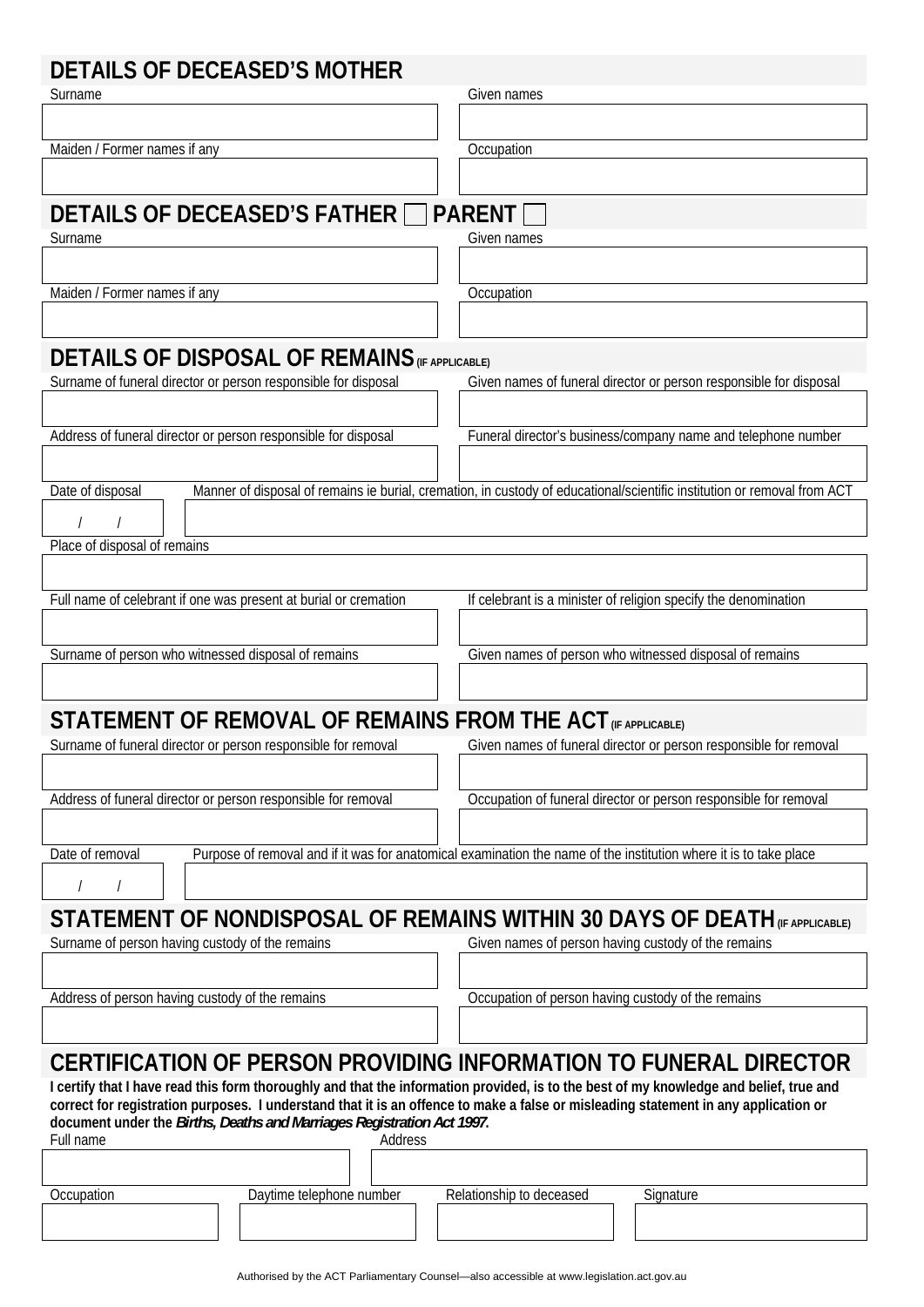## DETAILS OF DECEASED'S MOTHER

Surname

Given names

Maiden / Former names if any

Occupation

## DETAILS OF DECEASED'S FATHER ☐ PARENT ☐

Surname

Given names

Maiden / Former names if any

Occupation

## DETAILS OF DISPOSAL OF REMAINS (IF APPLICABLE)

Surname of funeral director or person responsible for disposal

Given names of funeral director or person responsible for disposal

Address of funeral director or person responsible for disposal

Funeral director's business/company name and telephone number

Date of disposal

/ /

Manner of disposal of remains ie burial, cremation, in custody of educational/scientific institution or removal from ACT

Place of disposal of remains

Full name of celebrant if one was present at burial or cremation

If celebrant is a minister of religion specify the denomination

Surname of person who witnessed disposal of remains

Given names of person who witnessed disposal of remains

## STATEMENT OF REMOVAL OF REMAINS FROM THE ACT (IF APPLICABLE)

Surname of funeral director or person responsible for removal

Given names of funeral director or person responsible for removal

Address of funeral director or person responsible for removal

Occupation of funeral director or person responsible for removal

Date of removal

/ /

Purpose of removal and if it was for anatomical examination the name of the institution where it is to take place

## STATEMENT OF NONDISPOSAL OF REMAINS WITHIN 30 DAYS OF DEATH (IF APPLICABLE)

Surname of person having custody of the remains

Given names of person having custody of the remains

Address of person having custody of the remains

Occupation of person having custody of the remains

## CERTIFICATION OF PERSON PROVIDING INFORMATION TO FUNERAL DIRECTOR

**I certify that I have read this form thoroughly and that the information provided, is to the best of my knowledge and belief, true and correct for registration purposes. I understand that it is an offence to make a false or misleading statement in any application or document under the *Births, Deaths and Marriages Registration Act 1997*.**

Full name

Address

Occupation

Daytime telephone number

Relationship to deceased

Signature

Authorised by the ACT Parliamentary Counsel—also accessible at www.legislation.act.gov.au